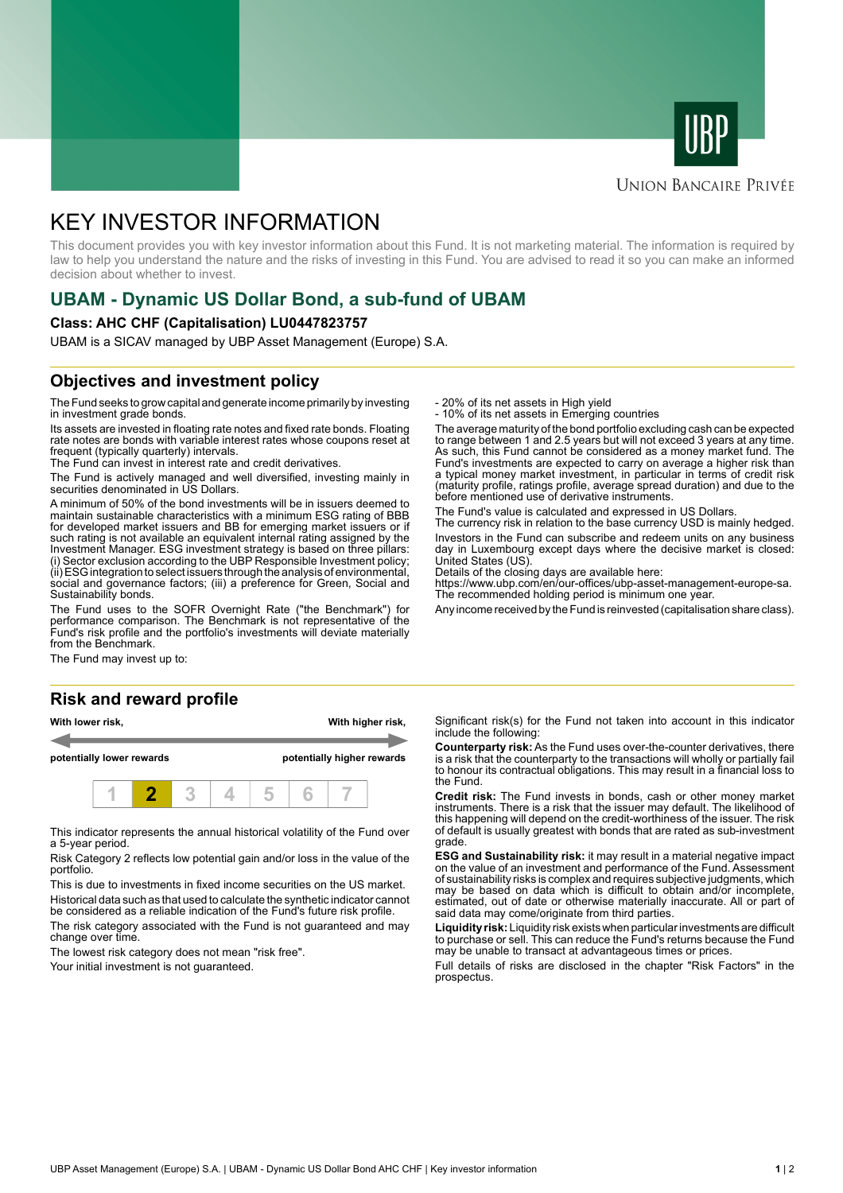UNION BANCAIRE PRIVÉE

# KEY INVESTOR INFORMATION

This document provides you with key investor information about this Fund. It is not marketing material. The information is required by law to help you understand the nature and the risks of investing in this Fund. You are advised to read it so you can make an informed decision about whether to invest.

## UBAM - Dynamic US Dollar Bond, a sub-fund of UBAM

**Class: AHC CHF (Capitalisation) LU0447823757**

UBAM is a SICAV managed by UBP Asset Management (Europe) S.A.

## Objectives and investment policy

The Fund seeks to grow capital and generate income primarily by investing in investment grade bonds.

Its assets are invested in floating rate notes and fixed rate bonds. Floating rate notes are bonds with variable interest rates whose coupons reset at frequent (typically quarterly) intervals.
The Fund can invest in interest rate and credit derivatives.

The Fund is actively managed and well diversified, investing mainly in securities denominated in US Dollars.

A minimum of 50% of the bond investments will be in issuers deemed to maintain sustainable characteristics with a minimum ESG rating of BBB for developed market issuers and BB for emerging market issuers or if such rating is not available an equivalent internal rating assigned by the Investment Manager. ESG investment strategy is based on three pillars: (i) Sector exclusion according to the UBP Responsible Investment policy; (ii) ESG integration to select issuers through the analysis of environmental, social and governance factors; (iii) a preference for Green, Social and Sustainability bonds.

The Fund uses to the SOFR Overnight Rate ("the Benchmark") for performance comparison. The Benchmark is not representative of the Fund's risk profile and the portfolio's investments will deviate materially from the Benchmark.

The Fund may invest up to:

- 20% of its net assets in High yield
- 10% of its net assets in Emerging countries

The average maturity of the bond portfolio excluding cash can be expected to range between 1 and 2.5 years but will not exceed 3 years at any time. As such, this Fund cannot be considered as a money market fund. The Fund's investments are expected to carry on average a higher risk than a typical money market investment, in particular in terms of credit risk (maturity profile, ratings profile, average spread duration) and due to the before mentioned use of derivative instruments.

The Fund's value is calculated and expressed in US Dollars.
The currency risk in relation to the base currency USD is mainly hedged.

Investors in the Fund can subscribe and redeem units on any business day in Luxembourg except days where the decisive market is closed: United States (US).
Details of the closing days are available here:
https://www.ubp.com/en/our-offices/ubp-asset-management-europe-sa.
The recommended holding period is minimum one year.

Any income received by the Fund is reinvested (capitalisation share class).

## Risk and reward profile

| With lower risk, potentially lower rewards | | | | | | With higher risk, potentially higher rewards |
|---|---|---|---|---|---|---|
| 1 | **2** | 3 | 4 | 5 | 6 | 7 |

This indicator represents the annual historical volatility of the Fund over a 5-year period.

Risk Category 2 reflects low potential gain and/or loss in the value of the portfolio.

This is due to investments in fixed income securities on the US market.

Historical data such as that used to calculate the synthetic indicator cannot be considered as a reliable indication of the Fund's future risk profile.

The risk category associated with the Fund is not guaranteed and may change over time.

The lowest risk category does not mean "risk free".

Your initial investment is not guaranteed.

Significant risk(s) for the Fund not taken into account in this indicator include the following:

**Counterparty risk:** As the Fund uses over-the-counter derivatives, there is a risk that the counterparty to the transactions will wholly or partially fail to honour its contractual obligations. This may result in a financial loss to the Fund.

**Credit risk:** The Fund invests in bonds, cash or other money market instruments. There is a risk that the issuer may default. The likelihood of this happening will depend on the credit-worthiness of the issuer. The risk of default is usually greatest with bonds that are rated as sub-investment grade.

**ESG and Sustainability risk:** it may result in a material negative impact on the value of an investment and performance of the Fund. Assessment of sustainability risks is complex and requires subjective judgments, which may be based on data which is difficult to obtain and/or incomplete, estimated, out of date or otherwise materially inaccurate. All or part of said data may come/originate from third parties.

**Liquidity risk:** Liquidity risk exists when particular investments are difficult to purchase or sell. This can reduce the Fund's returns because the Fund may be unable to transact at advantageous times or prices.

Full details of risks are disclosed in the chapter "Risk Factors" in the prospectus.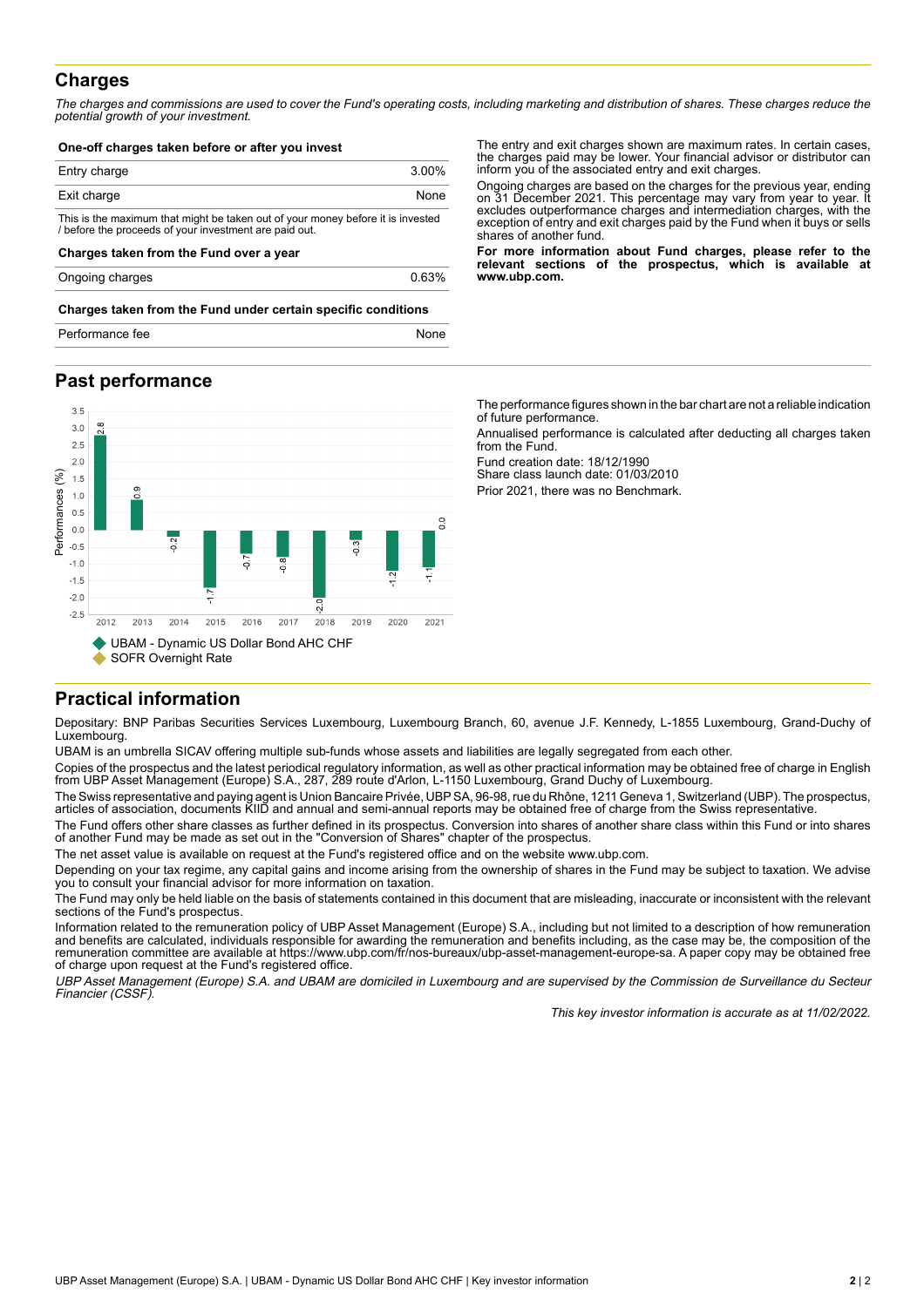## Charges

*The charges and commissions are used to cover the Fund's operating costs, including marketing and distribution of shares. These charges reduce the potential growth of your investment.*

| **One-off charges taken before or after you invest** | |
|---|---|
| Entry charge | 3.00% |
| Exit charge | None |

This is the maximum that might be taken out of your money before it is invested / before the proceeds of your investment are paid out.

| **Charges taken from the Fund over a year** | |
|---|---|
| Ongoing charges | 0.63% |

| **Charges taken from the Fund under certain specific conditions** | |
|---|---|
| Performance fee | None |

The entry and exit charges shown are maximum rates. In certain cases, the charges paid may be lower. Your financial advisor or distributor can inform you of the associated entry and exit charges.

Ongoing charges are based on the charges for the previous year, ending on 31 December 2021. This percentage may vary from year to year. It excludes outperformance charges and intermediation charges, with the exception of entry and exit charges paid by the Fund when it buys or sells shares of another fund.

**For more information about Fund charges, please refer to the relevant sections of the prospectus, which is available at www.ubp.com.**

## Past performance

Performances (%)

3.5
3.0
2.5
2.0
1.5
1.0
0.5
0.0
-0.5
-1.0
-1.5
-2.0
-2.5

2.8
0.9
-0.2
-1.7
-0.7
-0.8
-2.0
-0.3
-1.2
-1.1
0.0

2012 2013 2014 2015 2016 2017 2018 2019 2020 2021

UBAM - Dynamic US Dollar Bond AHC CHF
SOFR Overnight Rate

The performance figures shown in the bar chart are not a reliable indication of future performance.

Annualised performance is calculated after deducting all charges taken from the Fund.

Fund creation date: 18/12/1990
Share class launch date: 01/03/2010

Prior 2021, there was no Benchmark.

## Practical information

Depositary: BNP Paribas Securities Services Luxembourg, Luxembourg Branch, 60, avenue J.F. Kennedy, L-1855 Luxembourg, Grand-Duchy of Luxembourg.

UBAM is an umbrella SICAV offering multiple sub-funds whose assets and liabilities are legally segregated from each other.

Copies of the prospectus and the latest periodical regulatory information, as well as other practical information may be obtained free of charge in English from UBP Asset Management (Europe) S.A., 287, 289 route d'Arlon, L-1150 Luxembourg, Grand Duchy of Luxembourg.

The Swiss representative and paying agent is Union Bancaire Privée, UBP SA, 96-98, rue du Rhône, 1211 Geneva 1, Switzerland (UBP). The prospectus, articles of association, documents KIID and annual and semi-annual reports may be obtained free of charge from the Swiss representative.

The Fund offers other share classes as further defined in its prospectus. Conversion into shares of another share class within this Fund or into shares of another Fund may be made as set out in the "Conversion of Shares" chapter of the prospectus.

The net asset value is available on request at the Fund's registered office and on the website www.ubp.com.

Depending on your tax regime, any capital gains and income arising from the ownership of shares in the Fund may be subject to taxation. We advise you to consult your financial advisor for more information on taxation.

The Fund may only be held liable on the basis of statements contained in this document that are misleading, inaccurate or inconsistent with the relevant sections of the Fund's prospectus.

Information related to the remuneration policy of UBP Asset Management (Europe) S.A., including but not limited to a description of how remuneration and benefits are calculated, individuals responsible for awarding the remuneration and benefits including, as the case may be, the composition of the remuneration committee are available at https://www.ubp.com/fr/nos-bureaux/ubp-asset-management-europe-sa. A paper copy may be obtained free of charge upon request at the Fund's registered office.

*UBP Asset Management (Europe) S.A. and UBAM are domiciled in Luxembourg and are supervised by the Commission de Surveillance du Secteur Financier (CSSF).*

*This key investor information is accurate as at 11/02/2022.*